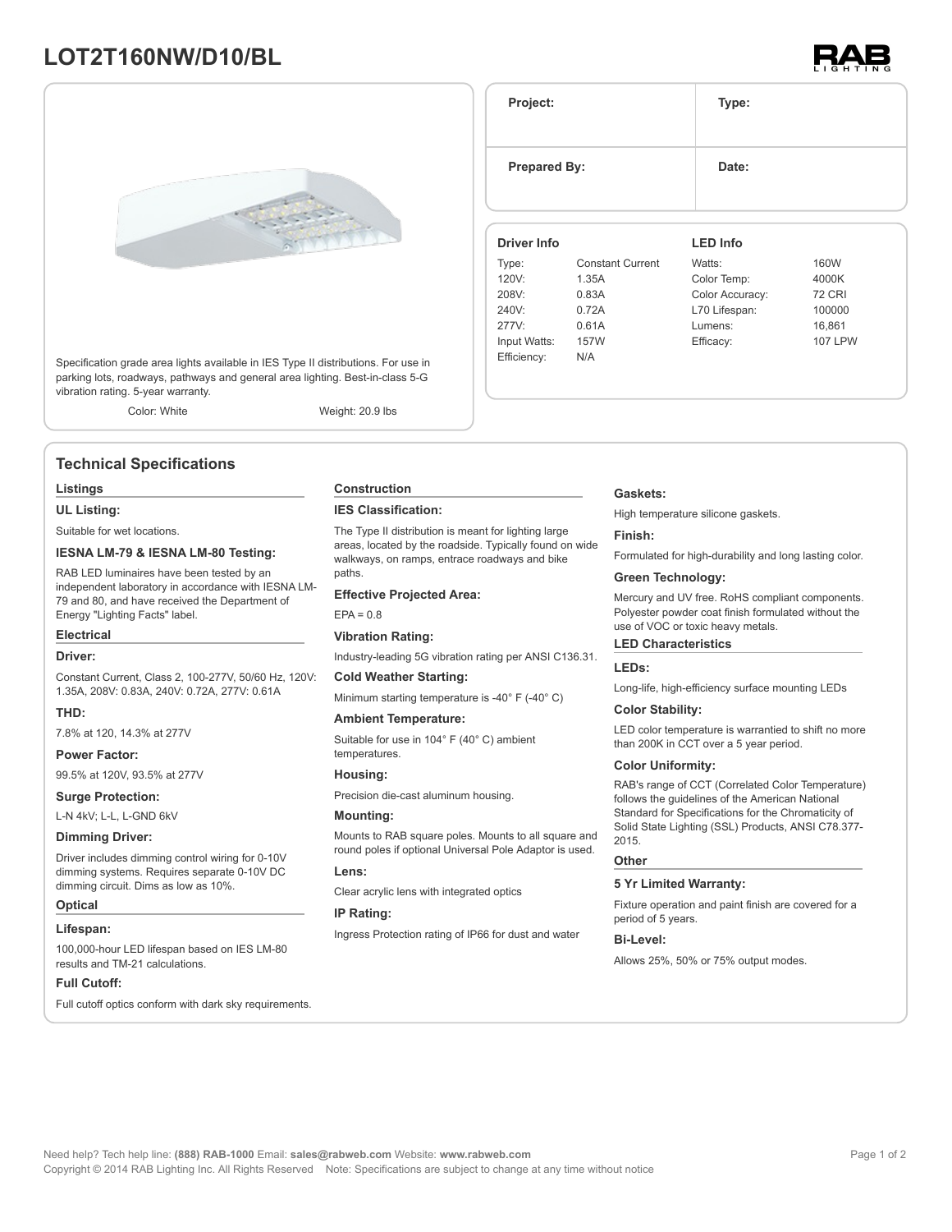# LOT2T160NW/D10/BL

Specification grade area lights available in IES Type II distributions. For use in parking lots, roadways, pathways and general area lighting. Best-in-class 5-G vibration rating. 5-year warranty.

Color: White    Weight: 20.9 lbs

| Project: | Type: |
|---|---|
| **Prepared By:** | **Date:** |

| Driver Info | | LED Info | |
|---|---|---|---|
| Type: | Constant Current | Watts: | 160W |
| 120V: | 1.35A | Color Temp: | 4000K |
| 208V: | 0.83A | Color Accuracy: | 72 CRI |
| 240V: | 0.72A | L70 Lifespan: | 100000 |
| 277V: | 0.61A | Lumens: | 16,861 |
| Input Watts: | 157W | Efficacy: | 107 LPW |
| Efficiency: | N/A | | |

## Technical Specifications

### Listings

**UL Listing:**

Suitable for wet locations.

**IESNA LM-79 & IESNA LM-80 Testing:**

RAB LED luminaires have been tested by an independent laboratory in accordance with IESNA LM-79 and 80, and have received the Department of Energy "Lighting Facts" label.

### Electrical

**Driver:**

Constant Current, Class 2, 100-277V, 50/60 Hz, 120V: 1.35A, 208V: 0.83A, 240V: 0.72A, 277V: 0.61A

**THD:**

7.8% at 120, 14.3% at 277V

**Power Factor:**

99.5% at 120V, 93.5% at 277V

**Surge Protection:**

L-N 4kV; L-L, L-GND 6kV

**Dimming Driver:**

Driver includes dimming control wiring for 0-10V dimming systems. Requires separate 0-10V DC dimming circuit. Dims as low as 10%.

### Optical

**Lifespan:**

100,000-hour LED lifespan based on IES LM-80 results and TM-21 calculations.

**Full Cutoff:**

Full cutoff optics conform with dark sky requirements.

### Construction

**IES Classification:**

The Type II distribution is meant for lighting large areas, located by the roadside. Typically found on wide walkways, on ramps, entrace roadways and bike paths.

**Effective Projected Area:**

EPA = 0.8

**Vibration Rating:**

Industry-leading 5G vibration rating per ANSI C136.31.

**Cold Weather Starting:**

Minimum starting temperature is -40° F (-40° C)

**Ambient Temperature:**

Suitable for use in 104° F (40° C) ambient temperatures.

**Housing:**

Precision die-cast aluminum housing.

**Mounting:**

Mounts to RAB square poles. Mounts to all square and round poles if optional Universal Pole Adaptor is used.

**Lens:**

Clear acrylic lens with integrated optics

**IP Rating:**

Ingress Protection rating of IP66 for dust and water

**Gaskets:**

High temperature silicone gaskets.

**Finish:**

Formulated for high-durability and long lasting color.

**Green Technology:**

Mercury and UV free. RoHS compliant components. Polyester powder coat finish formulated without the use of VOC or toxic heavy metals.

### LED Characteristics

**LEDs:**

Long-life, high-efficiency surface mounting LEDs

**Color Stability:**

LED color temperature is warrantied to shift no more than 200K in CCT over a 5 year period.

**Color Uniformity:**

RAB's range of CCT (Correlated Color Temperature) follows the guidelines of the American National Standard for Specifications for the Chromaticity of Solid State Lighting (SSL) Products, ANSI C78.377-2015.

### Other

**5 Yr Limited Warranty:**

Fixture operation and paint finish are covered for a period of 5 years.

**Bi-Level:**

Allows 25%, 50% or 75% output modes.

Need help? Tech help line: **(888) RAB-1000** Email: **sales@rabweb.com** Website: **www.rabweb.com**
Copyright © 2014 RAB Lighting Inc. All Rights Reserved    Note: Specifications are subject to change at any time without notice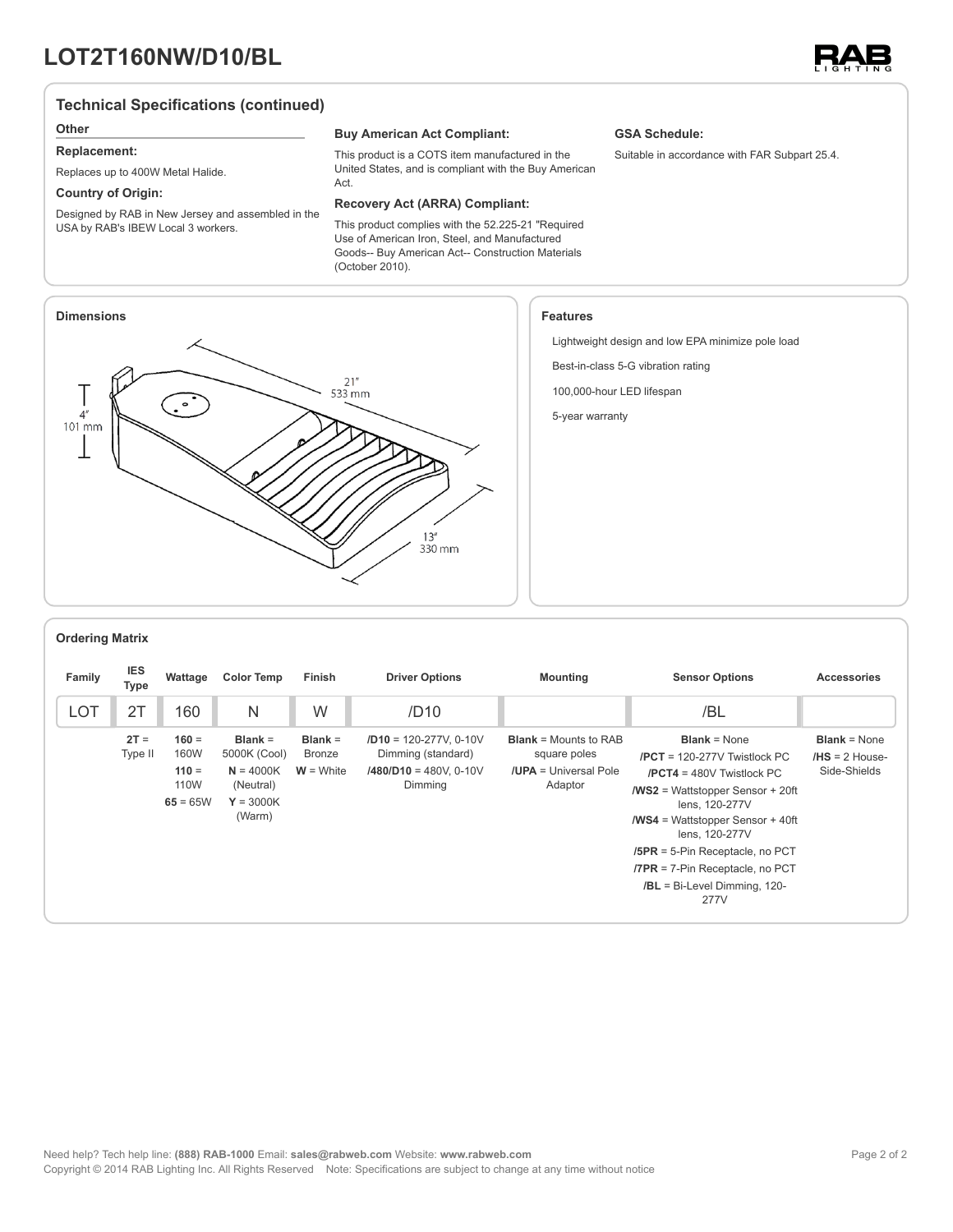# LOT2T160NW/D10/BL

## Technical Specifications (continued)

### Other

**Replacement:**

Replaces up to 400W Metal Halide.

**Country of Origin:**

Designed by RAB in New Jersey and assembled in the USA by RAB's IBEW Local 3 workers.

**Buy American Act Compliant:**

This product is a COTS item manufactured in the United States, and is compliant with the Buy American Act.

**Recovery Act (ARRA) Compliant:**

This product complies with the 52.225-21 "Required Use of American Iron, Steel, and Manufactured Goods-- Buy American Act-- Construction Materials (October 2010).

**GSA Schedule:**

Suitable in accordance with FAR Subpart 25.4.

## Dimensions

21"
533 mm

4"
101 mm

13"
330 mm

## Features

Lightweight design and low EPA minimize pole load

Best-in-class 5-G vibration rating

100,000-hour LED lifespan

5-year warranty

## Ordering Matrix

| Family | IES Type | Wattage | Color Temp | Finish | Driver Options | Mounting | Sensor Options | Accessories |
|---|---|---|---|---|---|---|---|---|
| LOT | 2T | 160 | N | W | /D10 | | /BL | |
| | **2T** = Type II | **160** = 160W<br>**110** = 110W<br>**65** = 65W | **Blank** = 5000K (Cool)<br>**N** = 4000K (Neutral)<br>**Y** = 3000K (Warm) | **Blank** = Bronze<br>**W** = White | **/D10** = 120-277V, 0-10V Dimming (standard)<br>**/480/D10** = 480V, 0-10V Dimming | **Blank** = Mounts to RAB square poles<br>**/UPA** = Universal Pole Adaptor | **Blank** = None<br>**/PCT** = 120-277V Twistlock PC<br>**/PCT4** = 480V Twistlock PC<br>**/WS2** = Wattstopper Sensor + 20ft lens, 120-277V<br>**/WS4** = Wattstopper Sensor + 40ft lens, 120-277V<br>**/5PR** = 5-Pin Receptacle, no PCT<br>**/7PR** = 7-Pin Receptacle, no PCT<br>**/BL** = Bi-Level Dimming, 120-277V | **Blank** = None<br>**/HS** = 2 House-Side-Shields |

Need help? Tech help line: **(888) RAB-1000** Email: **sales@rabweb.com** Website: **www.rabweb.com**
Copyright © 2014 RAB Lighting Inc. All Rights Reserved Note: Specifications are subject to change at any time without notice